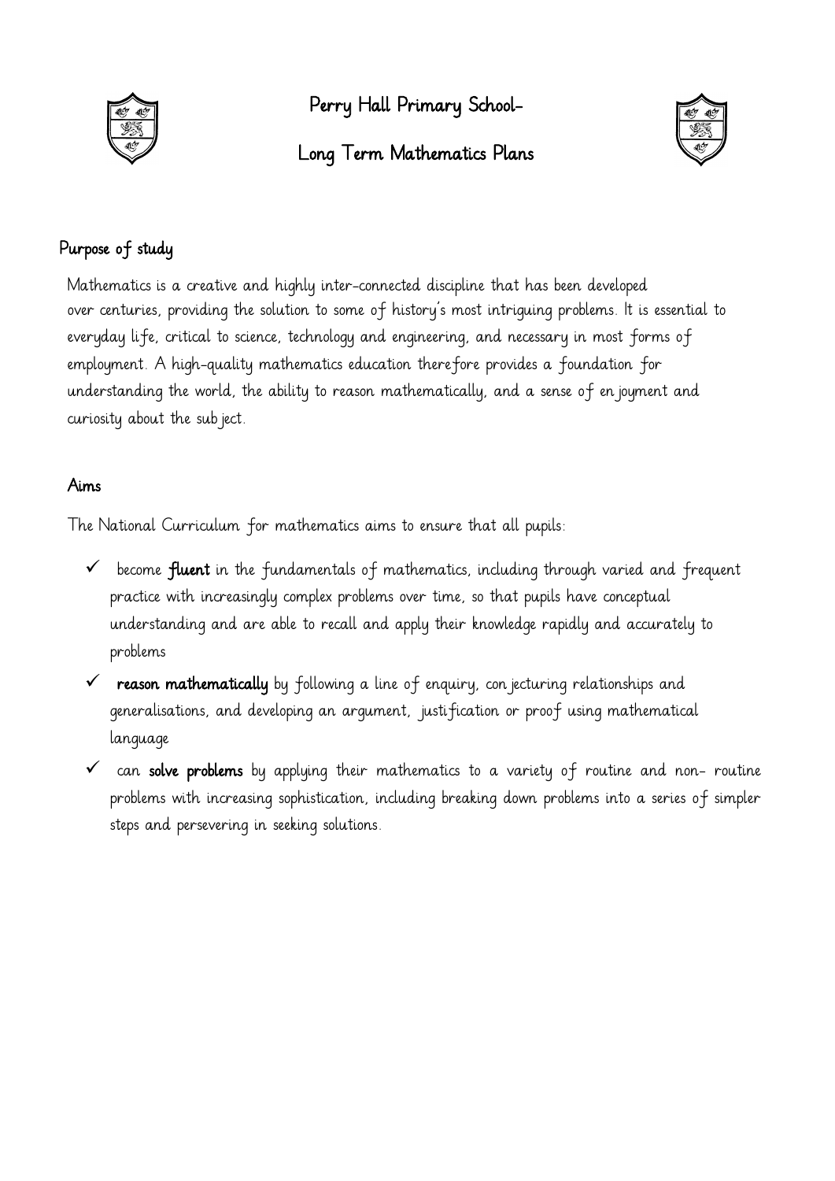# Perry Hall Primary School-

# Long Term Mathematics Plans

## Purpose of study

Mathematics is a creative and highly inter-connected discipline that has been developed over centuries, providing the solution to some of history's most intriguing problems. It is essential to everyday life, critical to science, technology and engineering, and necessary in most forms of employment. A high-quality mathematics education therefore provides a foundation for understanding the world, the ability to reason mathematically, and a sense of enjoyment and curiosity about the subject.

## Aims

The National Curriculum for mathematics aims to ensure that all pupils:

- ✓ become **fluent** in the fundamentals of mathematics, including through varied and frequent practice with increasingly complex problems over time, so that pupils have conceptual understanding and are able to recall and apply their knowledge rapidly and accurately to problems
- ✓ **reason mathematically** by following a line of enquiry, conjecturing relationships and generalisations, and developing an argument, justification or proof using mathematical language
- ✓ can **solve problems** by applying their mathematics to a variety of routine and non- routine problems with increasing sophistication, including breaking down problems into a series of simpler steps and persevering in seeking solutions.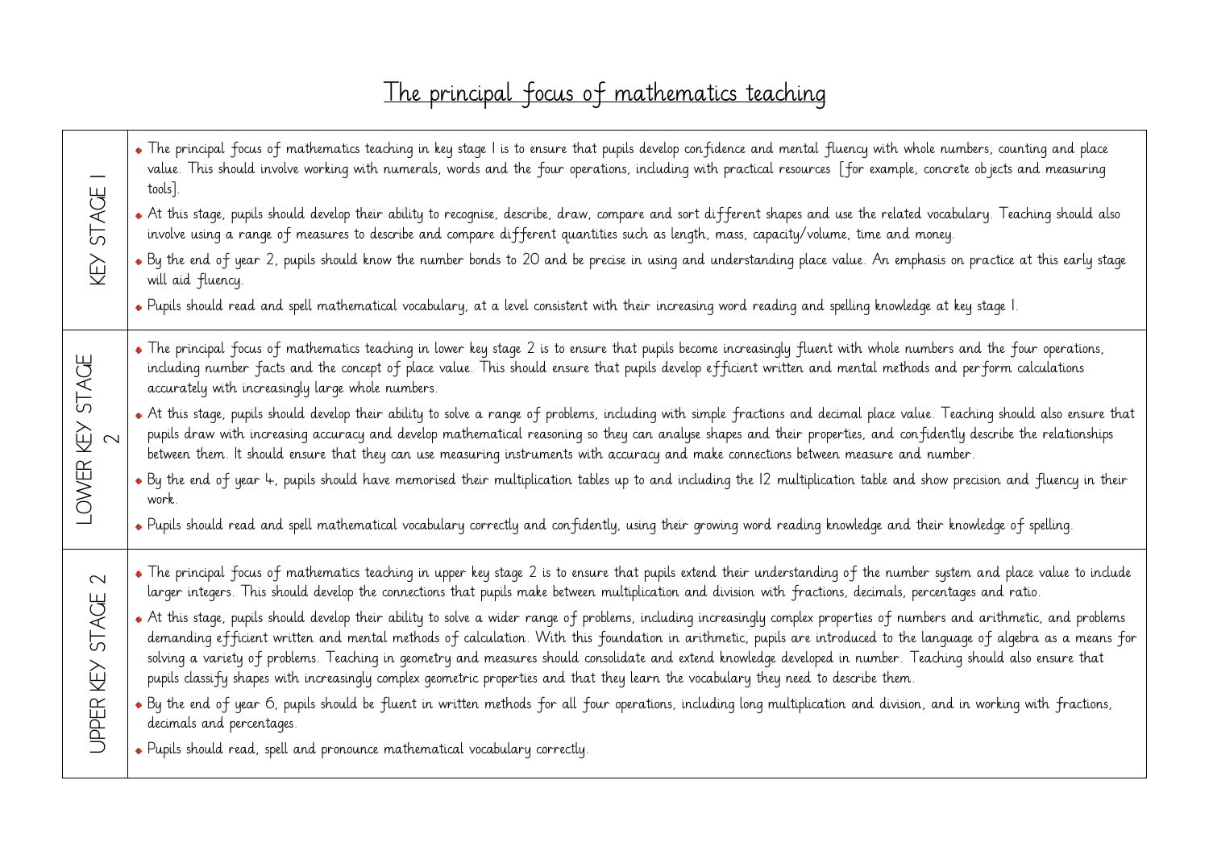# The principal focus of mathematics teaching

| | |
|---|---|
| KEY STAGE 1 | • The principal focus of mathematics teaching in key stage 1 is to ensure that pupils develop confidence and mental fluency with whole numbers, counting and place value. This should involve working with numerals, words and the four operations, including with practical resources [for example, concrete objects and measuring tools].<br>• At this stage, pupils should develop their ability to recognise, describe, draw, compare and sort different shapes and use the related vocabulary. Teaching should also involve using a range of measures to describe and compare different quantities such as length, mass, capacity/volume, time and money.<br>• By the end of year 2, pupils should know the number bonds to 20 and be precise in using and understanding place value. An emphasis on practice at this early stage will aid fluency.<br>• Pupils should read and spell mathematical vocabulary, at a level consistent with their increasing word reading and spelling knowledge at key stage 1. |
| LOWER KEY STAGE 2 | • The principal focus of mathematics teaching in lower key stage 2 is to ensure that pupils become increasingly fluent with whole numbers and the four operations, including number facts and the concept of place value. This should ensure that pupils develop efficient written and mental methods and perform calculations accurately with increasingly large whole numbers.<br>• At this stage, pupils should develop their ability to solve a range of problems, including with simple fractions and decimal place value. Teaching should also ensure that pupils draw with increasing accuracy and develop mathematical reasoning so they can analyse shapes and their properties, and confidently describe the relationships between them. It should ensure that they can use measuring instruments with accuracy and make connections between measure and number.<br>• By the end of year 4, pupils should have memorised their multiplication tables up to and including the 12 multiplication table and show precision and fluency in their work.<br>• Pupils should read and spell mathematical vocabulary correctly and confidently, using their growing word reading knowledge and their knowledge of spelling. |
| UPPER KEY STAGE 2 | • The principal focus of mathematics teaching in upper key stage 2 is to ensure that pupils extend their understanding of the number system and place value to include larger integers. This should develop the connections that pupils make between multiplication and division with fractions, decimals, percentages and ratio.<br>• At this stage, pupils should develop their ability to solve a wider range of problems, including increasingly complex properties of numbers and arithmetic, and problems demanding efficient written and mental methods of calculation. With this foundation in arithmetic, pupils are introduced to the language of algebra as a means for solving a variety of problems. Teaching in geometry and measures should consolidate and extend knowledge developed in number. Teaching should also ensure that pupils classify shapes with increasingly complex geometric properties and that they learn the vocabulary they need to describe them.<br>• By the end of year 6, pupils should be fluent in written methods for all four operations, including long multiplication and division, and in working with fractions, decimals and percentages.<br>• Pupils should read, spell and pronounce mathematical vocabulary correctly. |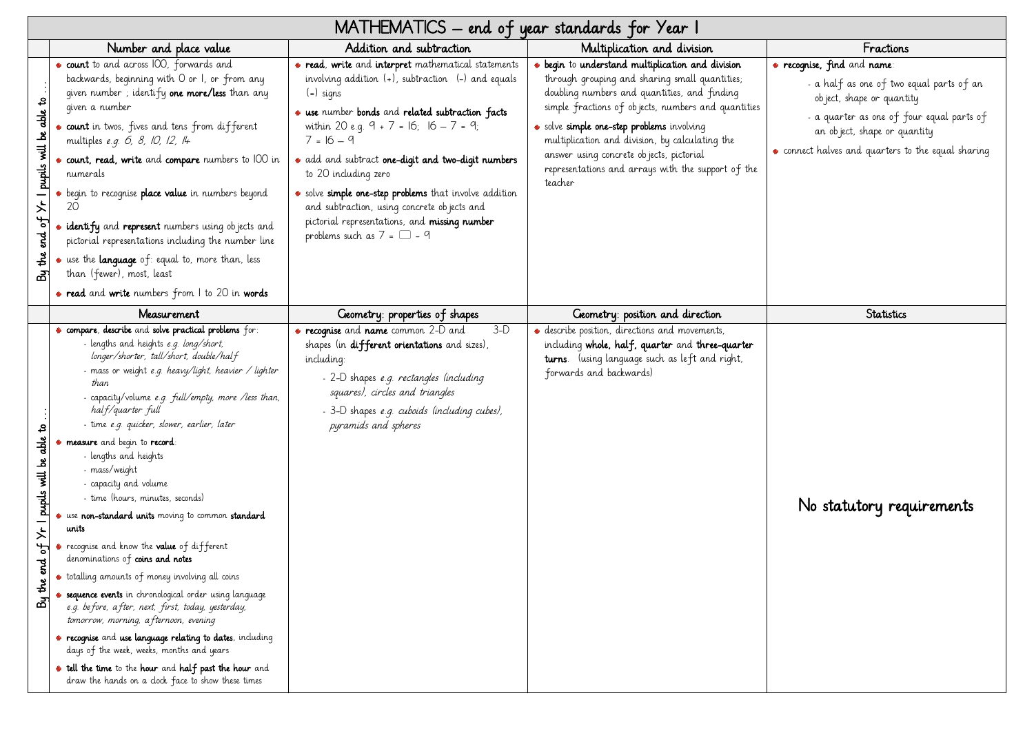# MATHEMATICS – end of year standards for Year 1

| | Number and place value | Addition and subtraction | Multiplication and division | Fractions |
|---|---|---|---|---|
| By the end of Yr 1 pupils will be able to ... | • **count** to and across 100, forwards and backwards, beginning with 0 or 1, or from any given number ; identify **one more/less** than any given number<br>• **count** in twos, fives and tens from different multiples *e.g. 6, 8, 10, 12, 14*<br>• **count, read, write** and **compare** numbers to 100 in numerals<br>• begin to recognise **place value** in numbers beyond 20<br>• **identify** and **represent** numbers using objects and pictorial representations including the number line<br>• use the **language** of: equal to, more than, less than (fewer), most, least<br>• **read** and **write** numbers from 1 to 20 in **words** | • **read**, **write** and **interpret** mathematical statements involving addition (+), subtraction (-) and equals (=) signs<br>• **use** number **bonds** and **related subtraction facts** within 20 e.g. 9 + 7 = 16; 16 – 7 = 9; 7 = 16 – 9<br>• add and subtract **one-digit and two-digit numbers** to 20 including zero<br>• solve **simple one-step problems** that involve addition and subtraction, using concrete objects and pictorial representations, and **missing number** problems such as 7 = ☐ - 9 | • **begin** to **understand multiplication and division** through grouping and sharing small quantities; doubling numbers and quantities, and finding simple fractions of objects, numbers and quantities<br>• solve **simple one-step problems** involving multiplication and division, by calculating the answer using concrete objects, pictorial representations and arrays with the support of the teacher | • **recognise, find** and **name**:<br>- a half as one of two equal parts of an object, shape or quantity<br>- a quarter as one of four equal parts of an object, shape or quantity<br>• connect halves and quarters to the equal sharing |

| | Measurement | Geometry: properties of shapes | Geometry: position and direction | Statistics |
|---|---|---|---|---|
| By the end of Yr 1 pupils will be able to ... | • **compare**, **describe** and **solve practical problems** for:<br>- lengths and heights *e.g. long/short, longer/shorter, tall/short, double/half*<br>- mass or weight *e.g. heavy/light, heavier / lighter than*<br>- capacity/volume *e.g. full/empty, more /less than, half/quarter full*<br>- time *e.g. quicker, slower, earlier, later*<br>• **measure** and begin to **record**:<br>- lengths and heights<br>- mass/weight<br>- capacity and volume<br>- time (hours, minutes, seconds)<br>• use **non-standard units** moving to common **standard units**<br>• recognise and know the **value** of different denominations of **coins and notes**<br>• totalling amounts of money involving all coins<br>• **sequence events** in chronological order using language *e.g. before, after, next, first, today, yesterday, tomorrow, morning, afternoon, evening*<br>• **recognise** and **use language relating to dates**, including days of the week, weeks, months and years<br>• **tell the time** to the **hour** and **half past the hour** and draw the hands on a clock face to show these times | • **recognise** and **name** common 2-D and 3-D shapes (in **different orientations** and sizes), including:<br>- 2-D shapes *e.g. rectangles (including squares), circles and triangles*<br>- 3-D shapes *e.g. cuboids (including cubes), pyramids and spheres* | • describe position, directions and movements, including **whole, half, quarter** and **three-quarter turns**. (using language such as left and right, forwards and backwards) | No statutory requirements |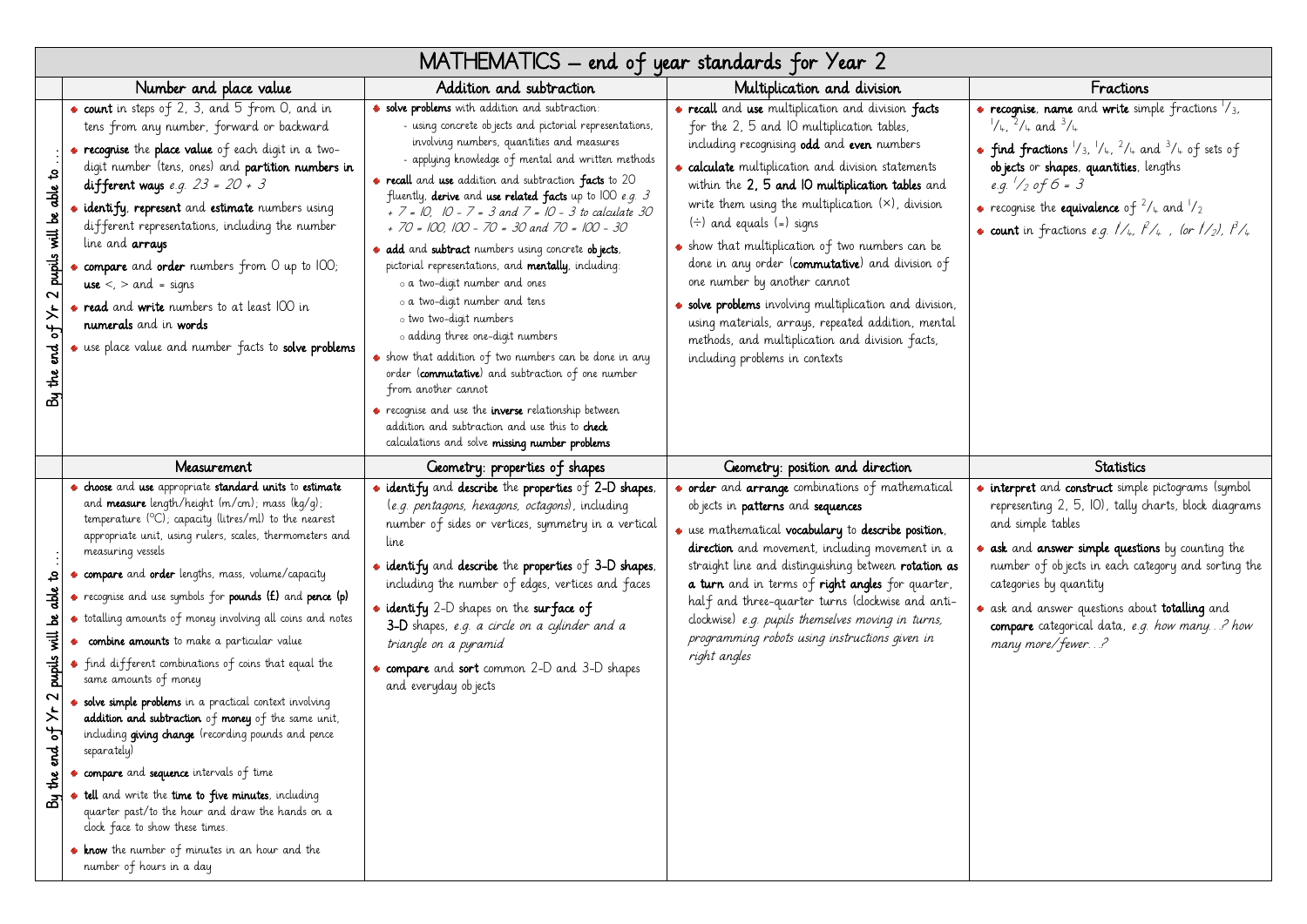# MATHEMATICS – end of year standards for Year 2

**By the end of Yr 2 pupils will be able to …**

## Number and place value

- **count** in steps of 2, 3, and 5 from 0, and in tens from any number, forward or backward
- **recognise** the **place value** of each digit in a two-digit number (tens, ones) and **partition numbers in different ways** *e.g. 23 = 20 + 3*
- **identify**, **represent** and **estimate** numbers using different representations, including the number line and **arrays**
- **compare** and **order** numbers from 0 up to 100; **use** <, > and = signs
- **read** and **write** numbers to at least 100 in **numerals** and in **words**
- use place value and number facts to **solve problems**

## Addition and subtraction

- **solve problems** with addition and subtraction:
  - using concrete objects and pictorial representations, involving numbers, quantities and measures
  - applying knowledge of mental and written methods
- **recall** and **use** addition and subtraction **facts** to 20 fluently, **derive** and **use related facts** up to 100 *e.g. 3 + 7 = 10, 10 - 7 = 3 and 7 = 10 - 3 to calculate 30 + 70 = 100, 100 - 70 = 30 and 70 = 100 - 30*
- **add** and **subtract** numbers using concrete **objects**, pictorial representations, and **mentally**, including:
  - a two-digit number and ones
  - a two-digit number and tens
  - two two-digit numbers
  - adding three one-digit numbers
- show that addition of two numbers can be done in any order (**commutative**) and subtraction of one number from another cannot
- recognise and use the **inverse** relationship between addition and subtraction and use this to **check** calculations and solve **missing number problems**

## Multiplication and division

- **recall** and **use** multiplication and division **facts** for the 2, 5 and 10 multiplication tables, including recognising **odd** and **even** numbers
- **calculate** multiplication and division statements within the **2, 5 and 10 multiplication tables** and write them using the multiplication (×), division (÷) and equals (=) signs
- show that multiplication of two numbers can be done in any order (**commutative**) and division of one number by another cannot
- **solve problems** involving multiplication and division, using materials, arrays, repeated addition, mental methods, and multiplication and division facts, including problems in contexts

## Fractions

- **recognise**, **name** and **write** simple fractions $\frac{1}{3}$, $\frac{1}{4}$, $\frac{2}{4}$ and $\frac{3}{4}$
- **find fractions** $\frac{1}{3}$, $\frac{1}{4}$, $\frac{2}{4}$ and $\frac{3}{4}$ of sets of **objects** or **shapes**, **quantities**, lengths *e.g.* $\frac{1}{2}$ *of 6 = 3*
- recognise the **equivalence** of $\frac{2}{4}$ and $\frac{1}{2}$
- **count** in fractions *e.g.* $\frac{1}{4}$, $1\frac{2}{4}$ , (or $1\frac{1}{2}$), $1\frac{3}{4}$

**By the end of Yr 2 pupils will be able to …**

## Measurement

- **choose** and **use** appropriate **standard units** to **estimate** and **measure** length/height (m/cm); mass (kg/g); temperature (°C); capacity (litres/ml) to the nearest appropriate unit, using rulers, scales, thermometers and measuring vessels
- **compare** and **order** lengths, mass, volume/capacity
- recognise and use symbols for **pounds (£)** and **pence (p)**
- totalling amounts of money involving all coins and notes
- **combine amounts** to make a particular value
- find different combinations of coins that equal the same amounts of money
- **solve simple problems** in a practical context involving **addition and subtraction** of **money** of the same unit, including **giving change** (recording pounds and pence separately)
- **compare** and **sequence** intervals of time
- **tell** and write the **time to five minutes**, including quarter past/to the hour and draw the hands on a clock face to show these times.
- **know** the number of minutes in an hour and the number of hours in a day

## Geometry: properties of shapes

- **identify** and **describe** the **properties** of **2-D shapes**, (*e.g. pentagons, hexagons, octagons*), including number of sides or vertices, symmetry in a vertical line
- **identify** and **describe** the **properties** of **3-D shapes**, including the number of edges, vertices and faces
- **identify** 2-D shapes on the **surface of 3-D** shapes, *e.g. a circle on a cylinder and a triangle on a pyramid*
- **compare** and **sort** common 2-D and 3-D shapes and everyday objects

## Geometry: position and direction

- **order** and **arrange** combinations of mathematical objects in **patterns** and **sequences**
- use mathematical **vocabulary** to **describe position**, **direction** and movement, including movement in a straight line and distinguishing between **rotation as a turn** and in terms of **right angles** for quarter, half and three-quarter turns (clockwise and anti-clockwise) *e.g. pupils themselves moving in turns, programming robots using instructions given in right angles*

## Statistics

- **interpret** and **construct** simple pictograms (symbol representing 2, 5, 10), tally charts, block diagrams and simple tables
- **ask** and **answer simple questions** by counting the number of objects in each category and sorting the categories by quantity
- ask and answer questions about **totalling** and **compare** categorical data, *e.g. how many…? how many more/fewer…?*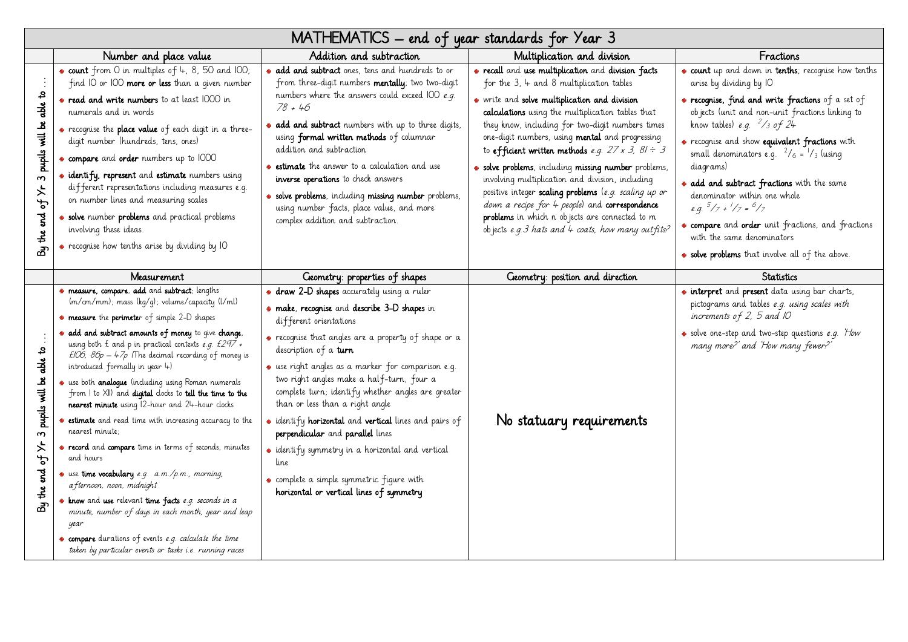# MATHEMATICS – end of year standards for Year 3

| | Number and place value | Addition and subtraction | Multiplication and division | Fractions |
|---|---|---|---|---|
| By the end of Yr 3 pupils will be able to … | • **count** from 0 in multiples of 4, 8, 50 and 100; find 10 or 100 **more or less** than a given number<br>• **read and write numbers** to at least 1000 in numerals and in words<br>• recognise the **place value** of each digit in a three-digit number (hundreds, tens, ones)<br>• **compare** and **order** numbers up to 1000<br>• **identify, represent** and **estimate** numbers using different representations including measures e.g. on number lines and measuring scales<br>• **solve** number **problems** and practical problems involving these ideas.<br>• recognise how tenths arise by dividing by 10 | • **add and subtract** ones, tens and hundreds to or from three-digit numbers **mentally**; two two-digit numbers where the answers could exceed 100 *e.g. 78 + 46*<br>• **add and subtract** numbers with up to three digits, using **formal written methods** of columnar addition and subtraction<br>• **estimate** the answer to a calculation and use **inverse operations** to check answers<br>• **solve problems**, including **missing number** problems, using number facts, place value, and more complex addition and subtraction. | • **recall** and **use multiplication** and **division facts** for the 3, 4 and 8 multiplication tables<br>• write and **solve multiplication and division calculations** using the multiplication tables that they know, including for two-digit numbers times one-digit numbers, using **mental** and progressing to **efficient written methods** *e.g. 27 x 3, 81 ÷ 3*<br>• **solve problems**, including **missing number** problems, involving multiplication and division, including positive integer **scaling problems** (*e.g. scaling up or down a recipe for 4 people*) and **correspondence problems** in which n objects are connected to m objects *e.g. 3 hats and 4 coats, how many outfits?* | • **count** up and down in **tenths**; recognise how tenths arise by dividing by 10<br>• **recognise, find and write fractions** of a set of objects (unit and non-unit fractions linking to know tables) *e.g. $^2/_3$ of 24*<br>• recognise and show **equivalent fractions** with small denominators e.g. $^2/_6 = {}^1/_3$ (using diagrams)<br>• **add and subtract fractions** with the same denominator within one whole *e.g. $^5/_7 + {}^1/_7 = {}^6/_7$*<br>• **compare** and **order** unit fractions, and fractions with the same denominators<br>• **solve problems** that involve all of the above. |
| | **Measurement** | **Geometry: properties of shapes** | **Geometry: position and direction** | **Statistics** |
| By the end of Yr 3 pupils will be able to … | • **measure, compare, add** and **subtract**: lengths (m/cm/mm); mass (kg/g); volume/capacity (l/ml)<br>• **measure** the **perimete**r of simple 2-D shapes<br>• **add and subtract amounts of money** to give **change**, using both £ and p in practical contexts *e.g. £297 + £106, 86p – 47p* (The decimal recording of money is introduced formally in year 4)<br>• use both **analogue** (including using Roman numerals from I to XII) and **digital** clocks to **tell the time to the nearest minute** using 12-hour and 24-hour clocks<br>• **estimate** and read time with increasing accuracy to the nearest minute;<br>• **record** and **compare** time in terms of seconds, minutes and hours<br>• use **time vocabulary** *e.g. a.m./p.m., morning, afternoon, noon, midnight*<br>• **know** and **use** relevant **time facts** *e.g. seconds in a minute, number of days in each month, year and leap year*<br>• **compare** durations of events *e.g. calculate the time taken by particular events or tasks i.e. running races* | • **draw 2-D shapes** accurately using a ruler<br>• **make, recognise** and **describe 3-D shapes** in different orientations<br>• recognise that angles are a property of shape or a description of a **turn**<br>• use right angles as a marker for comparison e.g. two right angles make a half-turn, four a complete turn; identify whether angles are greater than or less than a right angle<br>• identify **horizontal** and **vertical** lines and pairs of **perpendicular** and **parallel** lines<br>• identify symmetry in a horizontal and vertical line<br>• complete a simple symmetric figure with **horizontal or vertical lines of symmetry** | No statuary requirements | • **interpret** and **present** data using bar charts, pictograms and tables *e.g. using scales with increments of 2, 5 and 10*<br>• solve one-step and two-step questions *e.g. 'How many more?' and 'How many fewer?'* |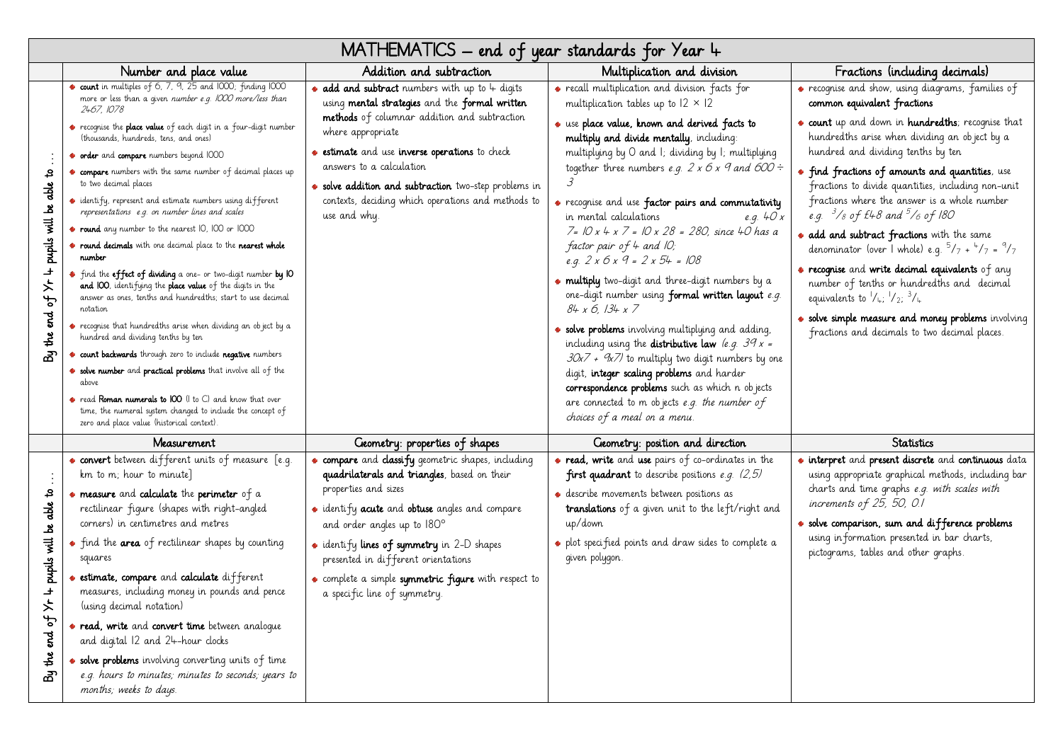# MATHEMATICS – end of year standards for Year 4

| | Number and place value | Addition and subtraction | Multiplication and division | Fractions (including decimals) |
|---|---|---|---|---|
| By the end of Yr 4 pupils will be able to … | • **count** in multiples of 6, 7, 9, 25 and 1000; finding 1000 more or less than a given *number e.g. 1000 more/less than 2467, 1078*<br>• recognise the **place value** of each digit in a four-digit number (thousands, hundreds, tens, and ones)<br>• **order** and **compare** numbers beyond 1000<br>• **compare** numbers with the same number of decimal places up to two decimal places<br>• identify, represent and estimate numbers using different *representations e.g. on number lines and scales*<br>• **round** any number to the nearest 10, 100 or 1000<br>• **round decimals** with one decimal place to the **nearest whole number**<br>• find the **effect of dividing** a one- or two-digit number **by 10 and 100**, identifying the **place value** of the digits in the answer as ones, tenths and hundredths; start to use decimal notation<br>• recognise that hundredths arise when dividing an object by a hundred and dividing tenths by ten<br>• **count backwards** through zero to include **negative** numbers<br>• **solve number** and **practical problems** that involve all of the above<br>• read **Roman numerals to 100** (I to C) and know that over time, the numeral system changed to include the concept of zero and place value (historical context). | • **add and subtract** numbers with up to 4 digits using **mental strategies** and the **formal written methods** of columnar addition and subtraction where appropriate<br>• **estimate** and use **inverse operations** to check answers to a calculation<br>• **solve addition and subtraction** two-step problems in contexts, deciding which operations and methods to use and why. | • recall multiplication and division facts for multiplication tables up to 12 × 12<br>• use **place value, known and derived facts to multiply and divide mentally**, including: multiplying by 0 and 1; dividing by 1; multiplying together three numbers *e.g. 2 x 6 x 9 and 600 ÷ 3*<br>• recognise and use **factor pairs and commutativity** in mental calculations *e.g. 40 x 7= 10 x 4 x 7 = 10 x 28 = 280, since 40 has a factor pair of 4 and 10; e.g. 2 x 6 x 9 = 2 x 54 = 108*<br>• **multiply** two-digit and three-digit numbers by a one-digit number using **formal written layout** *e.g. 84 x 6, 134 x 7*<br>• **solve problems** involving multiplying and adding, including using the **distributive law** *(e.g. 39 x = 30x7 + 9x7)* to multiply two digit numbers by one digit, **integer scaling problems** and harder **correspondence problems** such as which n objects are connected to m objects *e.g. the number of choices of a meal on a menu.* | • recognise and show, using diagrams, families of **common equivalent fractions**<br>• **count** up and down in **hundredths**; recognise that hundredths arise when dividing an object by a hundred and dividing tenths by ten<br>• **find fractions of amounts and quantities**, use fractions to divide quantities, including non-unit fractions where the answer is a whole number *e.g. $^3/_8$ of £48 and $^5/_6$ of 180*<br>• **add and subtract fractions** with the same denominator (over 1 whole) e.g. $^5/_7 + ^4/_7 = ^9/_7$<br>• **recognise** and **write decimal equivalents** of any number of tenths or hundredths and decimal equivalents to $^1/_4$; $^1/_2$; $^3/_4$<br>• **solve simple measure and money problems** involving fractions and decimals to two decimal places. |
| | **Measurement** | **Geometry: properties of shapes** | **Geometry: position and direction** | **Statistics** |
| By the end of Yr 4 pupils will be able to … | • **convert** between different units of measure [e.g. km to m; hour to minute]<br>• **measure** and **calculate** the **perimeter** of a rectilinear figure (shapes with right-angled corners) in centimetres and metres<br>• find the **area** of rectilinear shapes by counting squares<br>• **estimate, compare** and **calculate** different measures, including money in pounds and pence (using decimal notation)<br>• **read, write** and **convert time** between analogue and digital 12 and 24-hour clocks<br>• **solve problems** involving converting units of time *e.g. hours to minutes; minutes to seconds; years to months; weeks to days.* | • **compare** and **classify** geometric shapes, including **quadrilaterals and triangles**, based on their properties and sizes<br>• identify **acute** and **obtuse** angles and compare and order angles up to 180°<br>• identify **lines of symmetry** in 2-D shapes presented in different orientations<br>• complete a simple **symmetric figure** with respect to a specific line of symmetry. | • **read, write** and **use** pairs of co-ordinates in the **first quadrant** to describe positions *e.g. (2,5)*<br>• describe movements between positions as **translations** of a given unit to the left/right and up/down<br>• plot specified points and draw sides to complete a given polygon. | • **interpret** and **present discrete** and **continuous** data using appropriate graphical methods, including bar charts and time graphs *e.g. with scales with increments of 25, 50, 0.1*<br>• **solve comparison, sum and difference problems** using information presented in bar charts, pictograms, tables and other graphs. |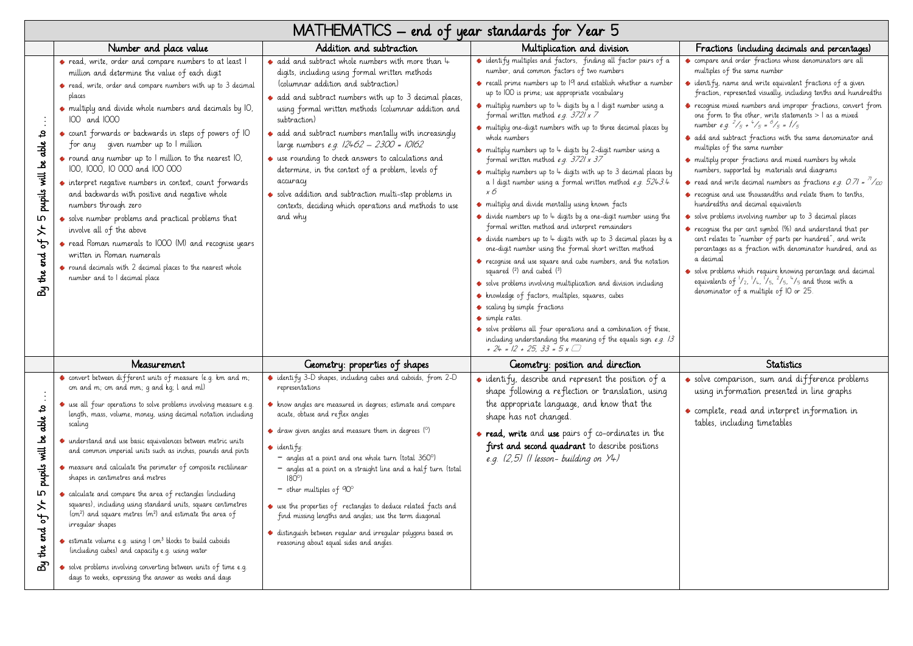# MATHEMATICS – end of year standards for Year 5

By the end of Yr 5 pupils will be able to …

| Number and place value | Addition and subtraction | Multiplication and division | Fractions (including decimals and percentages) |
|---|---|---|---|
| • read, write, order and compare numbers to at least 1 million and determine the value of each digit<br>• read, write, order and compare numbers with up to 3 decimal places<br>• multiply and divide whole numbers and decimals by 10, 100 and 1000<br>• count forwards or backwards in steps of powers of 10 for any given number up to 1 million<br>• round any number up to 1 million to the nearest 10, 100, 1000, 10 000 and 100 000<br>• interpret negative numbers in context, count forwards and backwards with positive and negative whole numbers through zero<br>• solve number problems and practical problems that involve all of the above<br>• read Roman numerals to 1000 (M) and recognise years written in Roman numerals<br>• round decimals with 2 decimal places to the nearest whole number and to 1 decimal place | • add and subtract whole numbers with more than 4 digits, including using formal written methods (columnar addition and subtraction)<br>• add and subtract numbers with up to 3 decimal places, using formal written methods (columnar addition and subtraction)<br>• add and subtract numbers mentally with increasingly large numbers *e.g. 12462 – 2300 = 10162*<br>• use rounding to check answers to calculations and determine, in the context of a problem, levels of accuracy<br>• solve addition and subtraction multi-step problems in contexts, deciding which operations and methods to use and why | • identify multiples and factors, finding all factor pairs of a number, and common factors of two numbers<br>• recall prime numbers up to 19 and establish whether a number up to 100 is prime; use appropriate vocabulary<br>• multiply numbers up to 4 digits by a 1 digit number using a formal written method *e.g. 3721 x 7*<br>• multiply one-digit numbers with up to three decimal places by whole numbers<br>• multiply numbers up to 4 digits by 2-digit number using a formal written method *e.g. 3721 x 37*<br>• multiply numbers up to 4 digits with up to 3 decimal places by a 1 digit number using a formal written method *e.g. 524.3.4 x 6*<br>• multiply and divide mentally using known facts<br>• divide numbers up to 4 digits by a one-digit number using the formal written method and interpret remainders<br>• divide numbers up to 4 digits with up to 3 decimal places by a one-digit number using the formal short written method<br>• recognise and use square and cube numbers, and the notation squared ($^2$) and cubed ($^3$)<br>• solve problems involving multiplication and division including<br>• knowledge of factors, multiples, squares, cubes<br>• scaling by simple fractions<br>• simple rates.<br>• solve problems all four operations and a combination of these, including understanding the meaning of the equals sign *e.g. 13 + 24 = 12 + 25, 33 = 5 x* ☐ | • compare and order fractions whose denominators are all multiples of the same number<br>• identify, name and write equivalent fractions of a given fraction, represented visually, including tenths and hundredths<br>• recognise mixed numbers and improper fractions, convert from one form to the other, write statements > 1 as a mixed number *e.g.* $\frac{2}{5} + \frac{4}{5} = \frac{6}{5} = 1\frac{1}{5}$<br>• add and subtract fractions with the same denominator and multiples of the same number<br>• multiply proper fractions and mixed numbers by whole numbers, supported by materials and diagrams<br>• read and write decimal numbers as fractions *e.g.* $0.71 = \frac{71}{100}$<br>• recognise and use thousandths and relate them to tenths, hundredths and decimal equivalents<br>• solve problems involving number up to 3 decimal places<br>• recognise the per cent symbol (%) and understand that per cent relates to "number of parts per hundred", and write percentages as a fraction with denominator hundred, and as a decimal<br>• solve problems which require knowing percentage and decimal equivalents of $\frac{1}{2}$, $\frac{1}{4}$, $\frac{1}{5}$, $\frac{2}{5}$, $\frac{4}{5}$ and those with a denominator of a multiple of 10 or 25. |

By the end of Yr 5 pupils will be able to …

| Measurement | Geometry: properties of shapes | Geometry: position and direction | Statistics |
|---|---|---|---|
| • convert between different units of measure (e.g. km and m; cm and m; cm and mm; g and kg; l and ml)<br>• use all four operations to solve problems involving measure e.g. length, mass, volume, money, using decimal notation including scaling<br>• understand and use basic equivalences between metric units and common imperial units such as inches, pounds and pints<br>• measure and calculate the perimeter of composite rectilinear shapes in centimetres and metres<br>• calculate and compare the area of rectangles (including squares), including using standard units, square centimetres ($cm^2$) and square metres ($m^2$) and estimate the area of irregular shapes<br>• estimate volume e.g. using 1 $cm^3$ blocks to build cuboids (including cubes) and capacity e.g. using water<br>• solve problems involving converting between units of time e.g. days to weeks, expressing the answer as weeks and days | • identify 3-D shapes, including cubes and cuboids, from 2-D representations<br>• know angles are measured in degrees; estimate and compare acute, obtuse and reflex angles<br>• draw given angles and measure them in degrees (°)<br>• identify:<br>– angles at a point and one whole turn (total 360°)<br>– angles at a point on a straight line and a half turn (total 180°)<br>– other multiples of 90°<br>• use the properties of rectangles to deduce related facts and find missing lengths and angles; use the term diagonal<br>• distinguish between regular and irregular polygons based on reasoning about equal sides and angles. | • identify, describe and represent the position of a shape following a reflection or translation, using the appropriate language, and know that the shape has not changed.<br>• **read, write** and **use** pairs of co-ordinates in the **first and second quadrant** to describe positions *e.g. (2,5) (1 lesson- building on Y4)* | • solve comparison, sum and difference problems using information presented in line graphs<br>• complete, read and interpret information in tables, including timetables |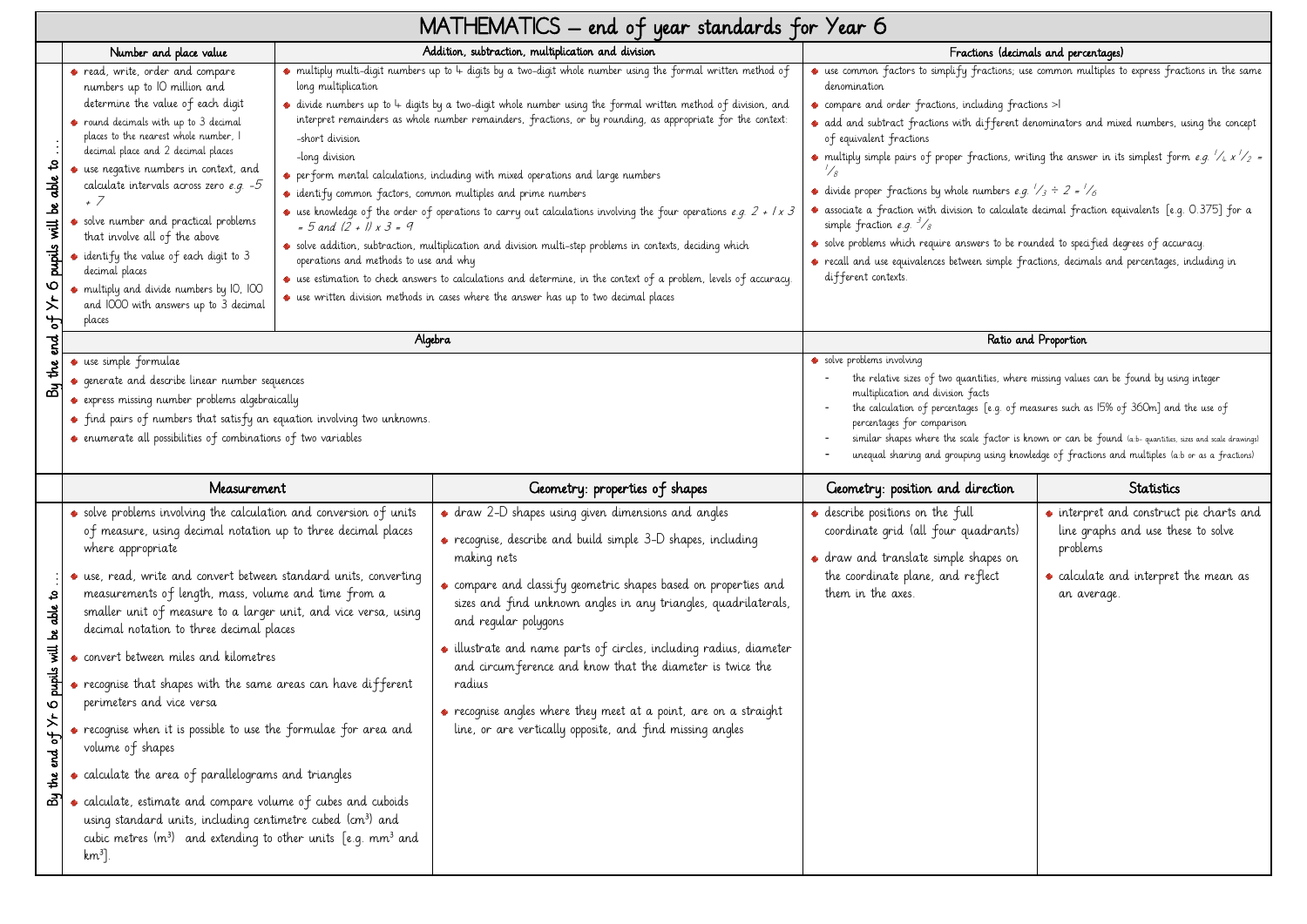# MATHEMATICS – end of year standards for Year 6

By the end of Yr 6 pupils will be able to …

## Number and place value

- read, write, order and compare numbers up to 10 million and determine the value of each digit
- round decimals with up to 3 decimal places to the nearest whole number, 1 decimal place and 2 decimal places
- use negative numbers in context, and calculate intervals across zero *e.g.* $-5 + 7$
- solve number and practical problems that involve all of the above
- identify the value of each digit to 3 decimal places
- multiply and divide numbers by 10, 100 and 1000 with answers up to 3 decimal places

## Addition, subtraction, multiplication and division

- multiply multi-digit numbers up to 4 digits by a two-digit whole number using the formal written method of long multiplication
- divide numbers up to 4 digits by a two-digit whole number using the formal written method of division, and interpret remainders as whole number remainders, fractions, or by rounding, as appropriate for the context:
  - -short division
  - -long division
- perform mental calculations, including with mixed operations and large numbers
- identify common factors, common multiples and prime numbers
- use knowledge of the order of operations to carry out calculations involving the four operations *e.g.* $2 + 1 \times 3 = 5$ and $(2 + 1) \times 3 = 9$
- solve addition, subtraction, multiplication and division multi-step problems in contexts, deciding which operations and methods to use and why
- use estimation to check answers to calculations and determine, in the context of a problem, levels of accuracy.
- use written division methods in cases where the answer has up to two decimal places

## Fractions (decimals and percentages)

- use common factors to simplify fractions; use common multiples to express fractions in the same denomination
- compare and order fractions, including fractions >1
- add and subtract fractions with different denominators and mixed numbers, using the concept of equivalent fractions
- multiply simple pairs of proper fractions, writing the answer in its simplest form *e.g.* $\frac{1}{4} \times \frac{1}{2} = \frac{1}{8}$
- divide proper fractions by whole numbers *e.g.* $\frac{1}{3} \div 2 = \frac{1}{6}$
- associate a fraction with division to calculate decimal fraction equivalents [e.g. 0.375] for a simple fraction *e.g.* $\frac{3}{8}$
- solve problems which require answers to be rounded to specified degrees of accuracy.
- recall and use equivalences between simple fractions, decimals and percentages, including in different contexts.

## Algebra

- use simple formulae
- generate and describe linear number sequences
- express missing number problems algebraically
- find pairs of numbers that satisfy an equation involving two unknowns.
- enumerate all possibilities of combinations of two variables

## Ratio and Proportion

- solve problems involving
  - the relative sizes of two quantities, where missing values can be found by using integer multiplication and division facts
  - the calculation of percentages [e.g. of measures such as 15% of 360m] and the use of percentages for comparison
  - similar shapes where the scale factor is known or can be found (a.b- quantities, sizes and scale drawings)
  - unequal sharing and grouping using knowledge of fractions and multiples (a:b or as a fractions)

By the end of Yr 6 pupils will be able to …

## Measurement

- solve problems involving the calculation and conversion of units of measure, using decimal notation up to three decimal places where appropriate
- use, read, write and convert between standard units, converting measurements of length, mass, volume and time from a smaller unit of measure to a larger unit, and vice versa, using decimal notation to three decimal places
- convert between miles and kilometres
- recognise that shapes with the same areas can have different perimeters and vice versa
- recognise when it is possible to use the formulae for area and volume of shapes
- calculate the area of parallelograms and triangles
- calculate, estimate and compare volume of cubes and cuboids using standard units, including centimetre cubed ($cm^3$) and cubic metres ($m^3$) and extending to other units [e.g. $mm^3$ and $km^3$].

## Geometry: properties of shapes

- draw 2-D shapes using given dimensions and angles
- recognise, describe and build simple 3-D shapes, including making nets
- compare and classify geometric shapes based on properties and sizes and find unknown angles in any triangles, quadrilaterals, and regular polygons
- illustrate and name parts of circles, including radius, diameter and circumference and know that the diameter is twice the radius
- recognise angles where they meet at a point, are on a straight line, or are vertically opposite, and find missing angles

## Geometry: position and direction

- describe positions on the full coordinate grid (all four quadrants)
- draw and translate simple shapes on the coordinate plane, and reflect them in the axes.

## Statistics

- interpret and construct pie charts and line graphs and use these to solve problems
- calculate and interpret the mean as an average.